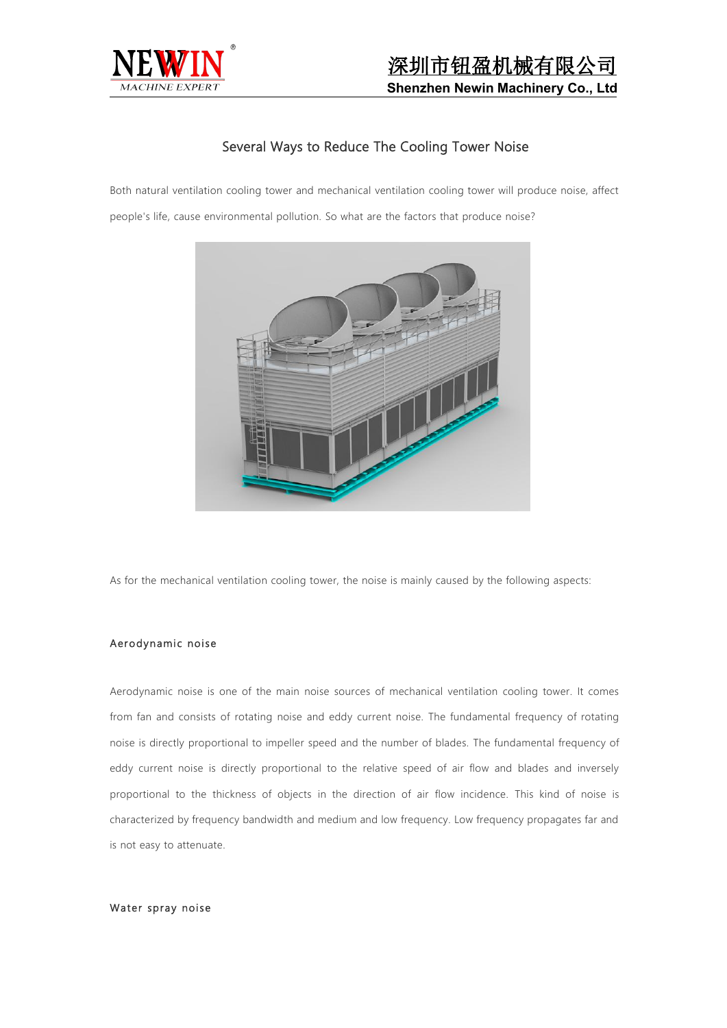# Several Ways to Reduce The Cooling Tower Noise

Both natural ventilation cooling tower and mechanical ventilation cooling tower will produce noise, affect people's life, cause environmental pollution. So what are the factors that produce noise?

As for the mechanical ventilation cooling tower, the noise is mainly caused by the following aspects:

## Aerodynamic noise

Aerodynamic noise is one of the main noise sources of mechanical ventilation cooling tower. It comes from fan and consists of rotating noise and eddy current noise. The fundamental frequency of rotating noise is directly proportional to impeller speed and the number of blades. The fundamental frequency of eddy current noise is directly proportional to the relative speed of air flow and blades and inversely proportional to the thickness of objects in the direction of air flow incidence. This kind of noise is characterized by frequency bandwidth and medium and low frequency. Low frequency propagates far and is not easy to attenuate.

## Water spray noise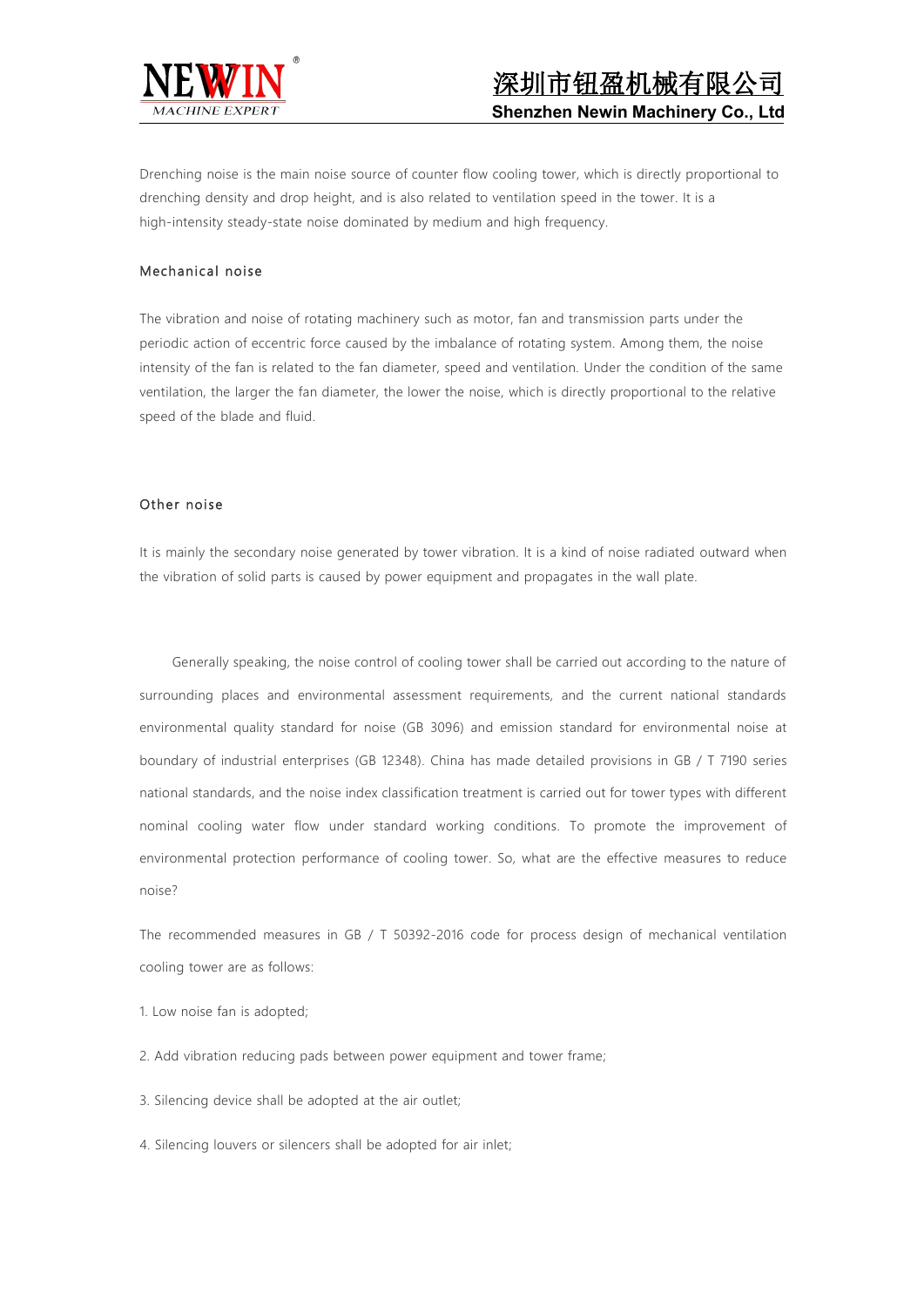Drenching noise is the main noise source of counter flow cooling tower, which is directly proportional to drenching density and drop height, and is also related to ventilation speed in the tower. It is a high-intensity steady-state noise dominated by medium and high frequency.

### Mechanical noise

The vibration and noise of rotating machinery such as motor, fan and transmission parts under the periodic action of eccentric force caused by the imbalance of rotating system. Among them, the noise intensity of the fan is related to the fan diameter, speed and ventilation. Under the condition of the same ventilation, the larger the fan diameter, the lower the noise, which is directly proportional to the relative speed of the blade and fluid.

### Other noise

It is mainly the secondary noise generated by tower vibration. It is a kind of noise radiated outward when the vibration of solid parts is caused by power equipment and propagates in the wall plate.

Generally speaking, the noise control of cooling tower shall be carried out according to the nature of surrounding places and environmental assessment requirements, and the current national standards environmental quality standard for noise (GB 3096) and emission standard for environmental noise at boundary of industrial enterprises (GB 12348). China has made detailed provisions in GB / T 7190 series national standards, and the noise index classification treatment is carried out for tower types with different nominal cooling water flow under standard working conditions. To promote the improvement of environmental protection performance of cooling tower. So, what are the effective measures to reduce noise?

The recommended measures in GB / T 50392-2016 code for process design of mechanical ventilation cooling tower are as follows:

1. Low noise fan is adopted;

2. Add vibration reducing pads between power equipment and tower frame;

3. Silencing device shall be adopted at the air outlet;

4. Silencing louvers or silencers shall be adopted for air inlet;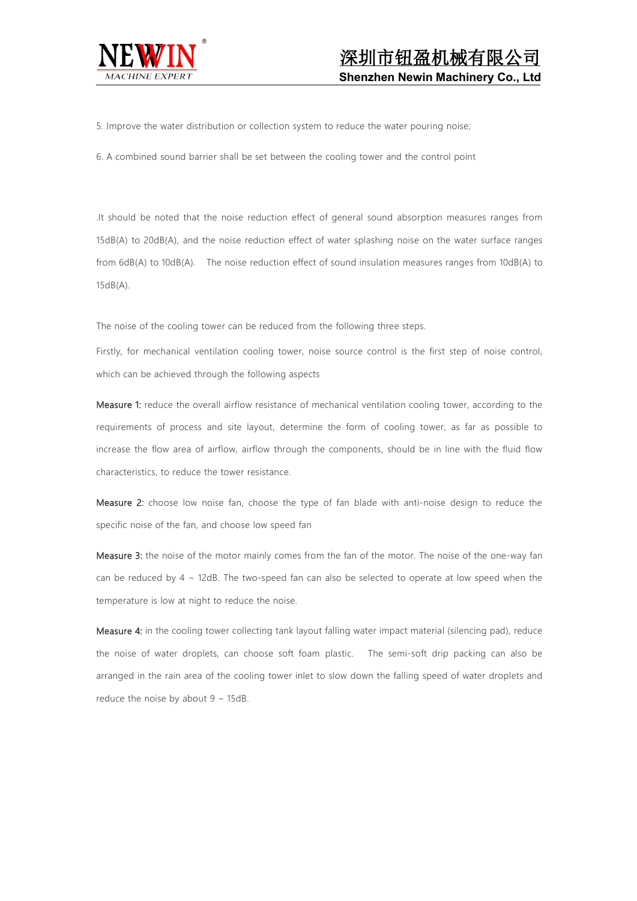5. Improve the water distribution or collection system to reduce the water pouring noise;

6. A combined sound barrier shall be set between the cooling tower and the control point

.It should be noted that the noise reduction effect of general sound absorption measures ranges from 15dB(A) to 20dB(A), and the noise reduction effect of water splashing noise on the water surface ranges from 6dB(A) to 10dB(A).  The noise reduction effect of sound insulation measures ranges from 10dB(A) to 15dB(A).

The noise of the cooling tower can be reduced from the following three steps.

Firstly, for mechanical ventilation cooling tower, noise source control is the first step of noise control, which can be achieved through the following aspects

**Measure 1:** reduce the overall airflow resistance of mechanical ventilation cooling tower, according to the requirements of process and site layout, determine the form of cooling tower, as far as possible to increase the flow area of airflow, airflow through the components, should be in line with the fluid flow characteristics, to reduce the tower resistance.

**Measure 2:** choose low noise fan, choose the type of fan blade with anti-noise design to reduce the specific noise of the fan, and choose low speed fan

**Measure 3:** the noise of the motor mainly comes from the fan of the motor. The noise of the one-way fan can be reduced by 4 ~ 12dB. The two-speed fan can also be selected to operate at low speed when the temperature is low at night to reduce the noise.

**Measure 4:** in the cooling tower collecting tank layout falling water impact material (silencing pad), reduce the noise of water droplets, can choose soft foam plastic.  The semi-soft drip packing can also be arranged in the rain area of the cooling tower inlet to slow down the falling speed of water droplets and reduce the noise by about 9 ~ 15dB.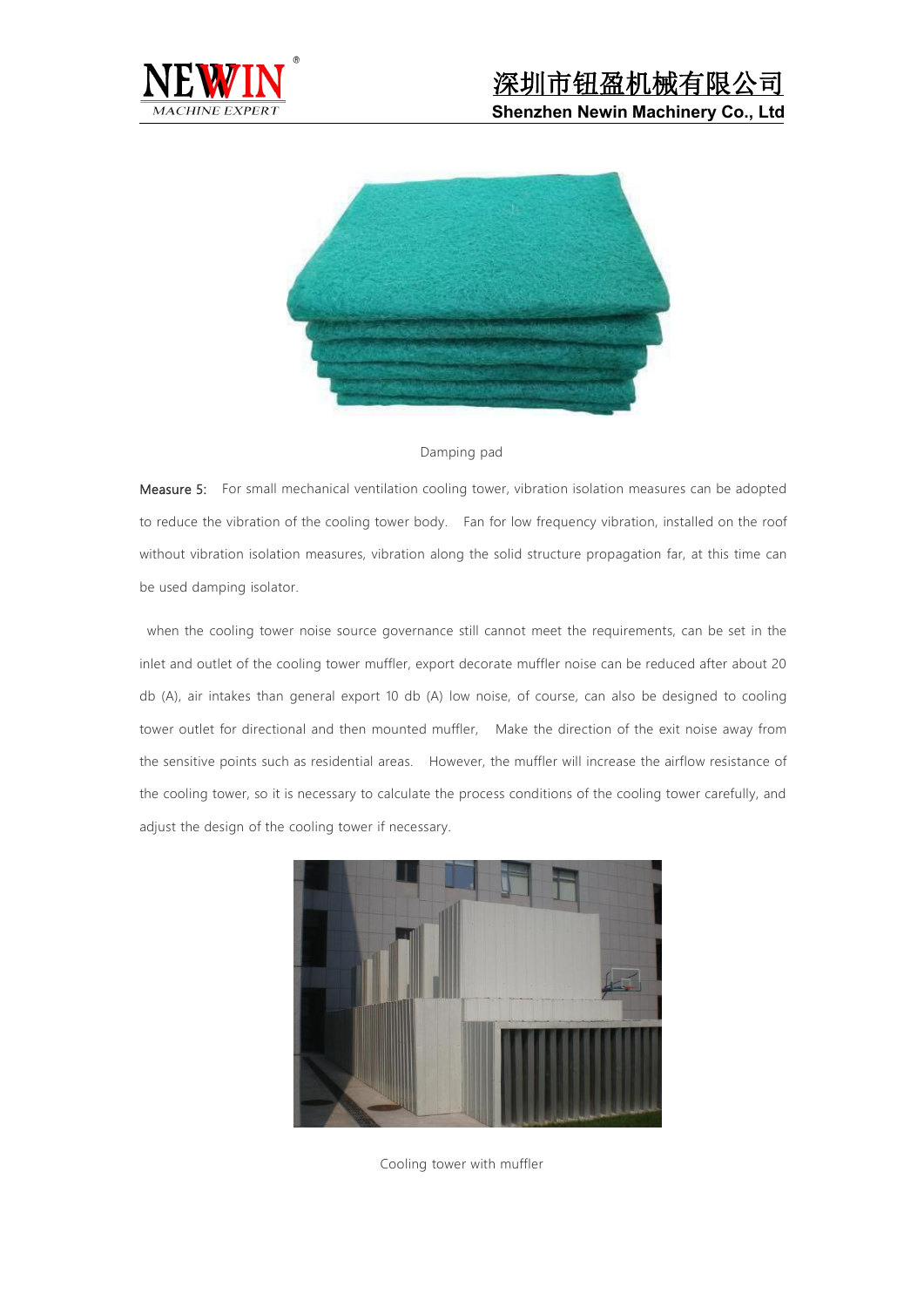Damping pad

**Measure 5:** For small mechanical ventilation cooling tower, vibration isolation measures can be adopted to reduce the vibration of the cooling tower body. Fan for low frequency vibration, installed on the roof without vibration isolation measures, vibration along the solid structure propagation far, at this time can be used damping isolator.

when the cooling tower noise source governance still cannot meet the requirements, can be set in the inlet and outlet of the cooling tower muffler, export decorate muffler noise can be reduced after about 20 db (A), air intakes than general export 10 db (A) low noise, of course, can also be designed to cooling tower outlet for directional and then mounted muffler, Make the direction of the exit noise away from the sensitive points such as residential areas. However, the muffler will increase the airflow resistance of the cooling tower, so it is necessary to calculate the process conditions of the cooling tower carefully, and adjust the design of the cooling tower if necessary.

Cooling tower with muffler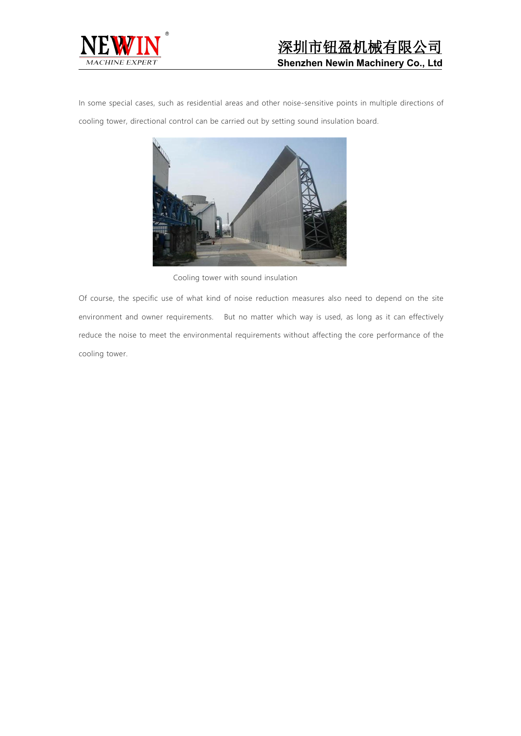In some special cases, such as residential areas and other noise-sensitive points in multiple directions of cooling tower, directional control can be carried out by setting sound insulation board.

Cooling tower with sound insulation

Of course, the specific use of what kind of noise reduction measures also need to depend on the site environment and owner requirements. But no matter which way is used, as long as it can effectively reduce the noise to meet the environmental requirements without affecting the core performance of the cooling tower.